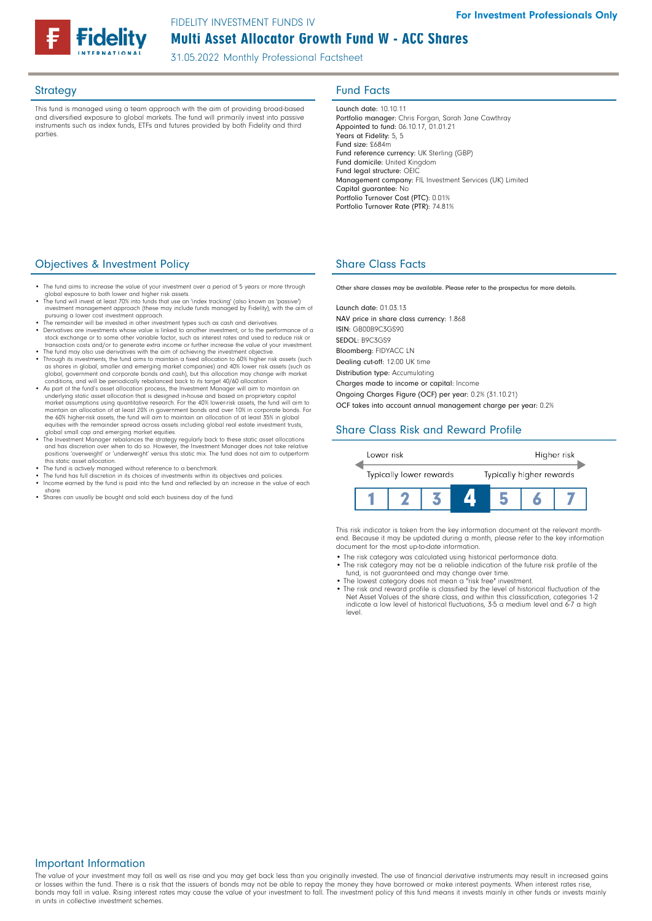For Investment Professionals Only

FIDELITY INVESTMENT FUNDS IV

# Multi Asset Allocator Growth Fund W - ACC Shares

31.05.2022 Monthly Professional Factsheet

## Strategy

This fund is managed using a team approach with the aim of providing broad-based and diversified exposure to global markets. The fund will primarily invest into passive instruments such as index funds, ETFs and futures provided by both Fidelity and third parties.

## Fund Facts

Launch date: 10.10.11
Portfolio manager: Chris Forgan, Sarah Jane Cawthray
Appointed to fund: 06.10.17, 01.01.21
Years at Fidelity: 5, 5
Fund size: £684m
Fund reference currency: UK Sterling (GBP)
Fund domicile: United Kingdom
Fund legal structure: OEIC
Management company: FIL Investment Services (UK) Limited
Capital guarantee: No
Portfolio Turnover Cost (PTC): 0.01%
Portfolio Turnover Rate (PTR): 74.81%

## Objectives & Investment Policy

- The fund aims to increase the value of your investment over a period of 5 years or more through global exposure to both lower and higher risk assets.
- The fund will invest at least 70% into funds that use an 'index tracking' (also known as 'passive') investment management approach (these may include funds managed by Fidelity), with the aim of pursuing a lower cost investment approach.
- The remainder will be invested in other investment types such as cash and derivatives.
- Derivatives are investments whose value is linked to another investment, or to the performance of a stock exchange or to some other variable factor, such as interest rates and used to reduce risk or transaction costs and/or to generate extra income or further increase the value of your investment.
- The fund may also use derivatives with the aim of achieving the investment objective.
- Through its investments, the fund aims to maintain a fixed allocation to 60% higher risk assets (such as shares in global, smaller and emerging market companies) and 40% lower risk assets (such as global, government and corporate bonds and cash), but this allocation may change with market conditions, and will be periodically rebalanced back to its target 40/60 allocation.
- As part of the fund's asset allocation process, the Investment Manager will aim to maintain an underlying static asset allocation that is designed in-house and based on proprietary capital market assumptions using quantitative research. For the 40% lower-risk assets, the fund will aim to maintain an allocation of at least 20% in government bonds and over 10% in corporate bonds. For the 60% higher-risk assets, the fund will aim to maintain an allocation of at least 35% in global equities with the remainder spread across assets including global real estate investment trusts, global small cap and emerging market equities.
- The Investment Manager rebalances the strategy regularly back to these static asset allocations and has discretion over when to do so. However, the Investment Manager does not take relative positions 'overweight' or 'underweight' versus this static mix. The fund does not aim to outperform this static asset allocation.
- The fund is actively managed without reference to a benchmark.
- The fund has full discretion in its choices of investments within its objectives and policies.
- Income earned by the fund is paid into the fund and reflected by an increase in the value of each share.
- Shares can usually be bought and sold each business day of the fund.

## Share Class Facts

Other share classes may be available. Please refer to the prospectus for more details.

Launch date: 01.03.13
NAV price in share class currency: 1.868
ISIN: GB00B9C3GS90
SEDOL: B9C3GS9
Bloomberg: FIDYACC LN
Dealing cut-off: 12:00 UK time
Distribution type: Accumulating
Charges made to income or capital: Income
Ongoing Charges Figure (OCF) per year: 0.2% (31.10.21)
OCF takes into account annual management charge per year: 0.2%

## Share Class Risk and Reward Profile

| Lower risk | | | | | | Higher risk |
|---|---|---|---|---|---|---|
| Typically lower rewards | | | | | | Typically higher rewards |
| 1 | 2 | 3 | **4** | 5 | 6 | 7 |

This risk indicator is taken from the key information document at the relevant month-end. Because it may be updated during a month, please refer to the key information document for the most up-to-date information.

- The risk category was calculated using historical performance data.
- The risk category may not be a reliable indication of the future risk profile of the fund, is not guaranteed and may change over time.
- The lowest category does not mean a "risk free" investment.
- The risk and reward profile is classified by the level of historical fluctuation of the Net Asset Values of the share class, and within this classification, categories 1-2 indicate a low level of historical fluctuations, 3-5 a medium level and 6-7 a high level.

## Important Information

The value of your investment may fall as well as rise and you may get back less than you originally invested. The use of financial derivative instruments may result in increased gains or losses within the fund. There is a risk that the issuers of bonds may not be able to repay the money they have borrowed or make interest payments. When interest rates rise, bonds may fall in value. Rising interest rates may cause the value of your investment to fall. The investment policy of this fund means it invests mainly in other funds or invests mainly in units in collective investment schemes.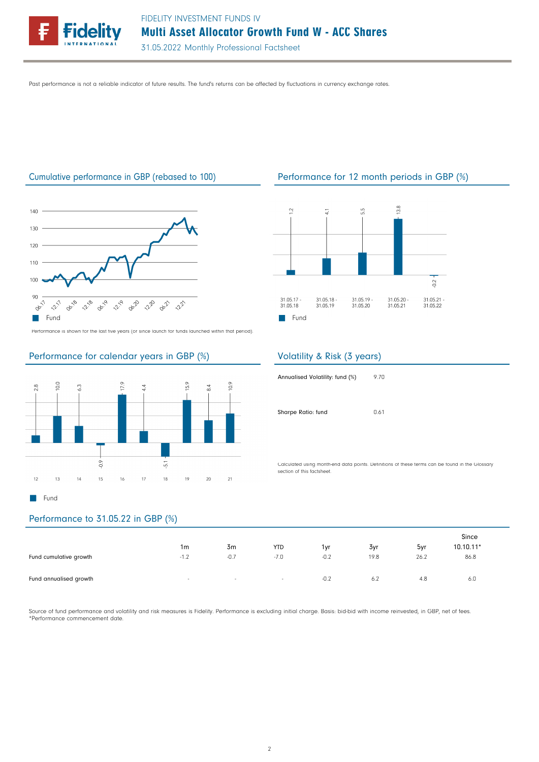Past performance is not a reliable indicator of future results. The fund's returns can be affected by fluctuations in currency exchange rates.

## Cumulative performance in GBP (rebased to 100)

Performance is shown for the last five years (or since launch for funds launched within that period).

## Performance for 12 month periods in GBP (%)

| | 31.05.17 - 31.05.18 | 31.05.18 - 31.05.19 | 31.05.19 - 31.05.20 | 31.05.20 - 31.05.21 | 31.05.21 - 31.05.22 |
|---|---|---|---|---|---|
| Fund | 1.2 | 4.1 | 5.5 | 13.8 | -0.2 |

## Performance for calendar years in GBP (%)

| | 12 | 13 | 14 | 15 | 16 | 17 | 18 | 19 | 20 | 21 |
|---|---|---|---|---|---|---|---|---|---|---|
| Fund | 2.8 | 10.0 | 6.3 | -0.9 | 17.9 | 4.4 | -5.1 | 15.9 | 8.4 | 10.9 |

## Volatility & Risk (3 years)

| | |
|---|---|
| Annualised Volatility: fund (%) | 9.70 |
| Sharpe Ratio: fund | 0.61 |

Calculated using month-end data points. Definitions of these terms can be found in the Glossary section of this factsheet.

## Performance to 31.05.22 in GBP (%)

| | 1m | 3m | YTD | 1yr | 3yr | 5yr | Since 10.10.11* |
|---|---|---|---|---|---|---|---|
| Fund cumulative growth | -1.2 | -0.7 | -7.0 | -0.2 | 19.8 | 26.2 | 86.8 |
| Fund annualised growth | - | - | - | -0.2 | 6.2 | 4.8 | 6.0 |

Source of fund performance and volatility and risk measures is Fidelity. Performance is excluding initial charge. Basis: bid-bid with income reinvested, in GBP, net of fees.
*Performance commencement date.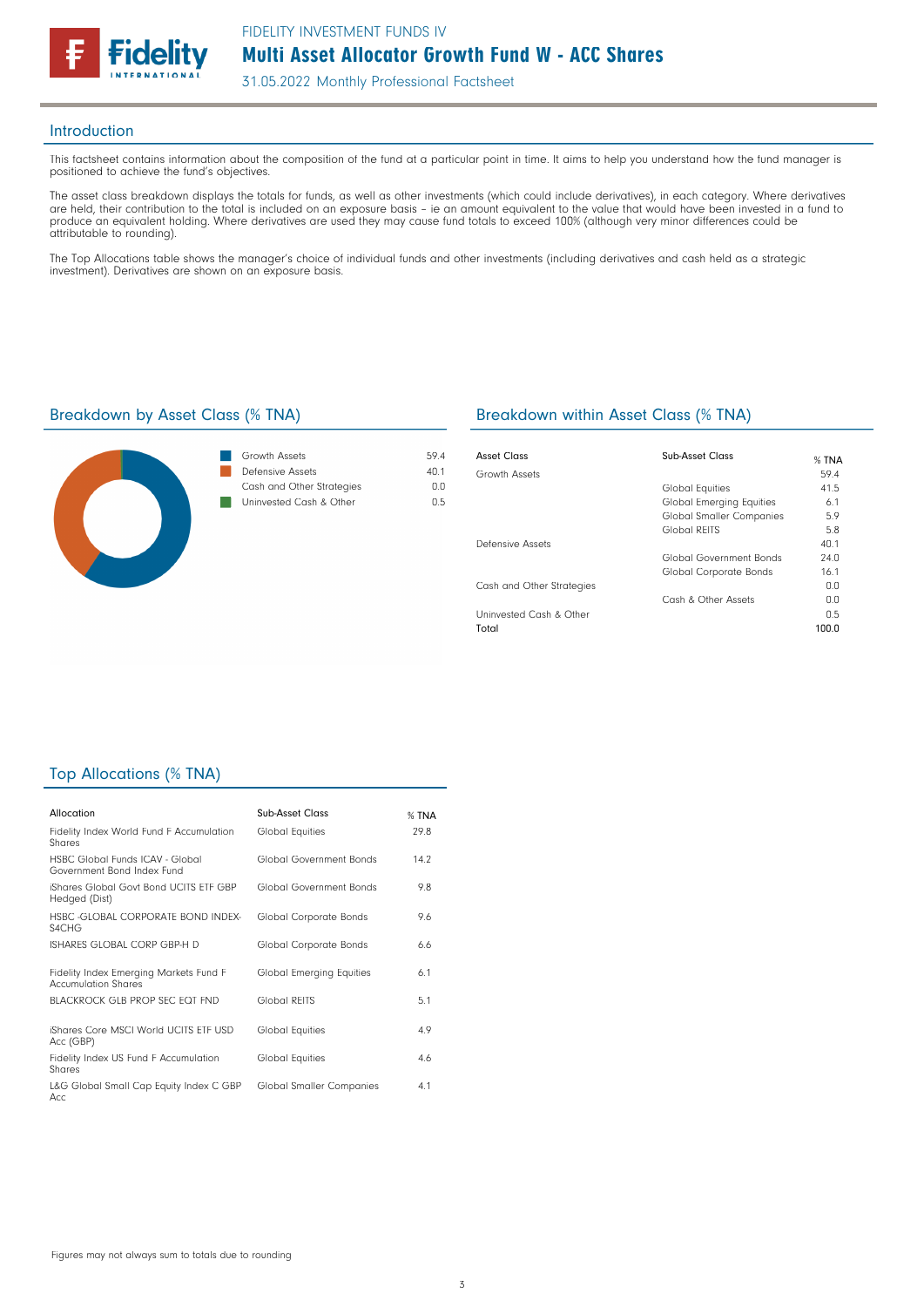## Introduction

This factsheet contains information about the composition of the fund at a particular point in time. It aims to help you understand how the fund manager is positioned to achieve the fund's objectives.

The asset class breakdown displays the totals for funds, as well as other investments (which could include derivatives), in each category. Where derivatives are held, their contribution to the total is included on an exposure basis – ie an amount equivalent to the value that would have been invested in a fund to produce an equivalent holding. Where derivatives are used they may cause fund totals to exceed 100% (although very minor differences could be attributable to rounding).

The Top Allocations table shows the manager's choice of individual funds and other investments (including derivatives and cash held as a strategic investment). Derivatives are shown on an exposure basis.

## Breakdown by Asset Class (% TNA)

| | |
|---|---|
| Growth Assets | 59.4 |
| Defensive Assets | 40.1 |
| Cash and Other Strategies | 0.0 |
| Uninvested Cash & Other | 0.5 |

## Breakdown within Asset Class (% TNA)

| Asset Class | Sub-Asset Class | % TNA |
|---|---|---|
| Growth Assets | | 59.4 |
| | Global Equities | 41.5 |
| | Global Emerging Equities | 6.1 |
| | Global Smaller Companies | 5.9 |
| | Global REITS | 5.8 |
| Defensive Assets | | 40.1 |
| | Global Government Bonds | 24.0 |
| | Global Corporate Bonds | 16.1 |
| Cash and Other Strategies | | 0.0 |
| | Cash & Other Assets | 0.0 |
| Uninvested Cash & Other | | 0.5 |
| Total | | 100.0 |

## Top Allocations (% TNA)

| Allocation | Sub-Asset Class | % TNA |
|---|---|---|
| Fidelity Index World Fund F Accumulation Shares | Global Equities | 29.8 |
| HSBC Global Funds ICAV - Global Government Bond Index Fund | Global Government Bonds | 14.2 |
| iShares Global Govt Bond UCITS ETF GBP Hedged (Dist) | Global Government Bonds | 9.8 |
| HSBC -GLOBAL CORPORATE BOND INDEX-S4CHG | Global Corporate Bonds | 9.6 |
| ISHARES GLOBAL CORP GBP-H D | Global Corporate Bonds | 6.6 |
| Fidelity Index Emerging Markets Fund F Accumulation Shares | Global Emerging Equities | 6.1 |
| BLACKROCK GLB PROP SEC EQT FND | Global REITS | 5.1 |
| iShares Core MSCI World UCITS ETF USD Acc (GBP) | Global Equities | 4.9 |
| Fidelity Index US Fund F Accumulation Shares | Global Equities | 4.6 |
| L&G Global Small Cap Equity Index C GBP Acc | Global Smaller Companies | 4.1 |

Figures may not always sum to totals due to rounding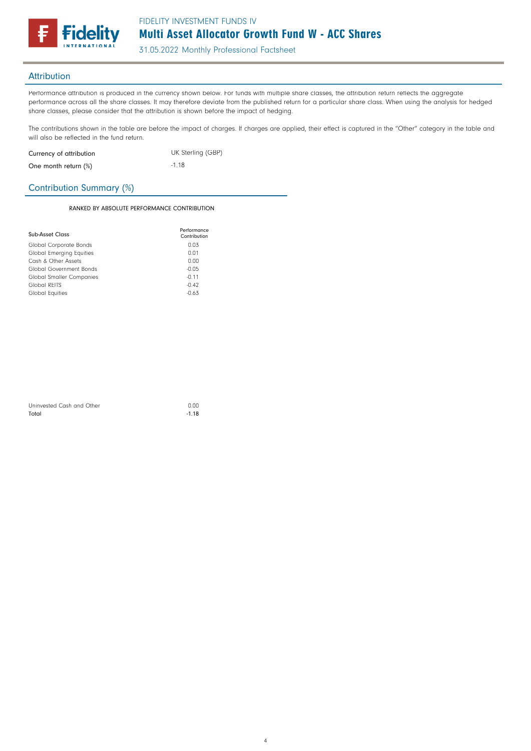## Attribution

Performance attribution is produced in the currency shown below. For funds with multiple share classes, the attribution return reflects the aggregate performance across all the share classes. It may therefore deviate from the published return for a particular share class. When using the analysis for hedged share classes, please consider that the attribution is shown before the impact of hedging.

The contributions shown in the table are before the impact of charges. If charges are applied, their effect is captured in the "Other" category in the table and will also be reflected in the fund return.

| | |
|---|---|
| Currency of attribution | UK Sterling (GBP) |
| One month return (%) | -1.18 |

## Contribution Summary (%)

RANKED BY ABSOLUTE PERFORMANCE CONTRIBUTION

| Sub-Asset Class | Performance Contribution |
|---|---|
| Global Corporate Bonds | 0.03 |
| Global Emerging Equities | 0.01 |
| Cash & Other Assets | 0.00 |
| Global Government Bonds | -0.05 |
| Global Smaller Companies | -0.11 |
| Global REITS | -0.42 |
| Global Equities | -0.63 |
| Uninvested Cash and Other | 0.00 |
| **Total** | **-1.18** |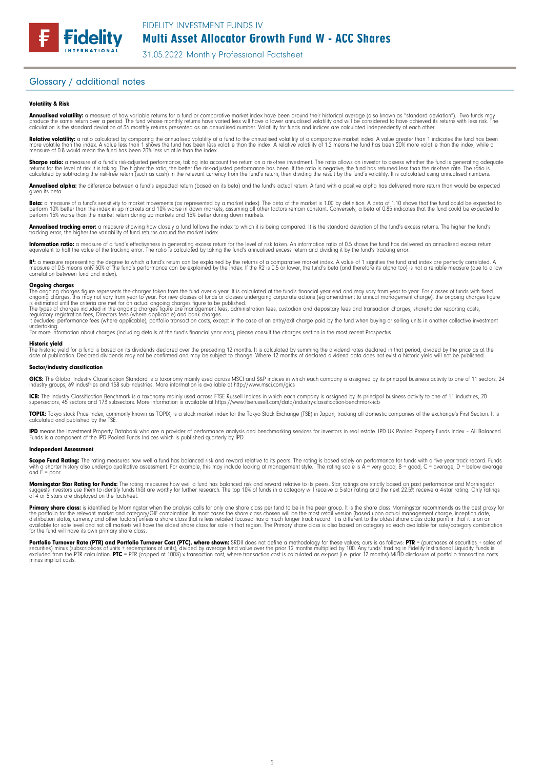## Glossary / additional notes

### Volatility & Risk

**Annualised volatility:** a measure of how variable returns for a fund or comparative market index have been around their historical average (also known as "standard deviation"). Two funds may produce the same return over a period. The fund whose monthly returns have varied less will have a lower annualised volatility and will be considered to have achieved its returns with less risk. The calculation is the standard deviation of 36 monthly returns presented as an annualised number. Volatility for funds and indices are calculated independently of each other.

**Relative volatility:** a ratio calculated by comparing the annualised volatility of a fund to the annualised volatility of a comparative market index. A value greater than 1 indicates the fund has been more volatile than the index. A value less than 1 shows the fund has been less volatile than the index. A relative volatility of 1.2 means the fund has been 20% more volatile than the index, while a measure of 0.8 would mean the fund has been 20% less volatile than the index.

**Sharpe ratio:** a measure of a fund's risk-adjusted performance, taking into account the return on a risk-free investment. The ratio allows an investor to assess whether the fund is generating adequate returns for the level of risk it is taking. The higher the ratio, the better the risk-adjusted performance has been. If the ratio is negative, the fund has returned less than the risk-free rate. The ratio is calculated by subtracting the risk-free return (such as cash) in the relevant currency from the fund's return, then dividing the result by the fund's volatility. It is calculated using annualised numbers.

**Annualised alpha:** the difference between a fund's expected return (based on its beta) and the fund's actual return. A fund with a positive alpha has delivered more return than would be expected given its beta.

**Beta:** a measure of a fund's sensitivity to market movements (as represented by a market index). The beta of the market is 1.00 by definition. A beta of 1.10 shows that the fund could be expected to perform 10% better than the index in up markets and 10% worse in down markets, assuming all other factors remain constant. Conversely, a beta of 0.85 indicates that the fund could be expected to perform 15% worse than the market return during up markets and 15% better during down markets.

**Annualised tracking error:** a measure showing how closely a fund follows the index to which it is being compared. It is the standard deviation of the fund's excess returns. The higher the fund's tracking error, the higher the variability of fund returns around the market index.

**Information ratio:** a measure of a fund's effectiveness in generating excess return for the level of risk taken. An information ratio of 0.5 shows the fund has delivered an annualised excess return equivalent to half the value of the tracking error. The ratio is calculated by taking the fund's annualised excess return and dividing it by the fund's tracking error.

**$R^2$:** a measure representing the degree to which a fund's return can be explained by the returns of a comparative market index. A value of 1 signifies the fund and index are perfectly correlated. A measure of 0.5 means only 50% of the fund's performance can be explained by the index. If the R2 is 0.5 or lower, the fund's beta (and therefore its alpha too) is not a reliable measure (due to a low correlation between fund and index).

**Ongoing charges**
The ongoing charges figure represents the charges taken from the fund over a year. It is calculated at the fund's financial year end and may vary from year to year. For classes of funds with fixed ongoing charges, this may not vary from year to year. For new classes of funds or classes undergoing corporate actions (eg amendment to annual management charge), the ongoing charges figure is estimated until the criteria are met for an actual ongoing charges figure to be published.
The types of charges included in the ongoing charges figure are management fees, administration fees, custodian and depositary fees and transaction charges, shareholder reporting costs, regulatory registration fees, Directors fees (where applicable) and bank charges.
It excludes: performance fees (where applicable); portfolio transaction costs, except in the case of an entry/exit charge paid by the fund when buying or selling units in another collective investment undertaking.
For more information about charges (including details of the fund's financial year end), please consult the charges section in the most recent Prospectus.

**Historic yield**
The historic yield for a fund is based on its dividends declared over the preceding 12 months. It is calculated by summing the dividend rates declared in that period, divided by the price as at the date of publication. Declared dividends may not be confirmed and may be subject to change. Where 12 months of declared dividend data does not exist a historic yield will not be published.

### Sector/industry classification

**GICS:** The Global Industry Classification Standard is a taxonomy mainly used across MSCI and S&P indices in which each company is assigned by its principal business activity to one of 11 sectors, 24 industry groups, 69 industries and 158 sub-industries. More information is available at http://www.msci.com/gics

**ICB:** The Industry Classification Benchmark is a taxonomy mainly used across FTSE Russell indices in which each company is assigned by its principal business activity to one of 11 industries, 20 supersectors, 45 sectors and 173 subsectors. More information is available at https://www.ftserussell.com/data/industry-classification-benchmark-icb

**TOPIX:** Tokyo stock Price Index, commonly known as TOPIX, is a stock market index for the Tokyo Stock Exchange (TSE) in Japan, tracking all domestic companies of the exchange's First Section. It is calculated and published by the TSE.

**IPD** means the Investment Property Databank who are a provider of performance analysis and benchmarking services for investors in real estate. IPD UK Pooled Property Funds Index - All Balanced Funds is a component of the IPD Pooled Funds Indices which is published quarterly by IPD.

### Independent Assessment

**Scope Fund Rating:** The rating measures how well a fund has balanced risk and reward relative to its peers. The rating is based solely on performance for funds with a five year track record. Funds with a shorter history also undergo qualitative assessment. For example, this may include looking at management style. The rating scale is A = very good, B = good, C = average, D = below average and E = poor.

**Morningstar Star Rating for Funds:** The rating measures how well a fund has balanced risk and reward relative to its peers. Star ratings are strictly based on past performance and Morningstar suggests investors use them to identify funds that are worthy for further research. The top 10% of funds in a category will receive a 5-star rating and the next 22.5% receive a 4-star rating. Only ratings of 4 or 5 stars are displayed on the factsheet.

**Primary share class:** is identified by Morningstar when the analysis calls for only one share class per fund to be in the peer group. It is the share class Morningstar recommends as the best proxy for the portfolio for the relevant market and category/GIF combination. In most cases the share class chosen will be the most retail version (based upon actual management charge, inception date, distribution status, currency and other factors) unless a share class that is less retailed focused has a much longer track record. It is different to the oldest share class data point in that it is on an available for sale level and not all markets will have the oldest share class for sale in that region. The Primary share class is also based on category so each available for sale/category combination for the fund will have its own primary share class.

**Portfolio Turnover Rate (PTR) and Portfolio Turnover Cost (PTC), where shown:** SRDII does not define a methodology for these values; ours is as follows: **PTR** = (purchases of securities + sales of securities) minus (subscriptions of units + redemptions of units), divided by average fund value over the prior 12 months multiplied by 100. Any funds' trading in Fidelity Institutional Liquidity Funds is excluded from the PTR calculation. **PTC** = PTR (capped at 100%) x transaction cost, where transaction cost is calculated as ex-post (i.e. prior 12 months) MiFID disclosure of portfolio transaction costs minus implicit costs.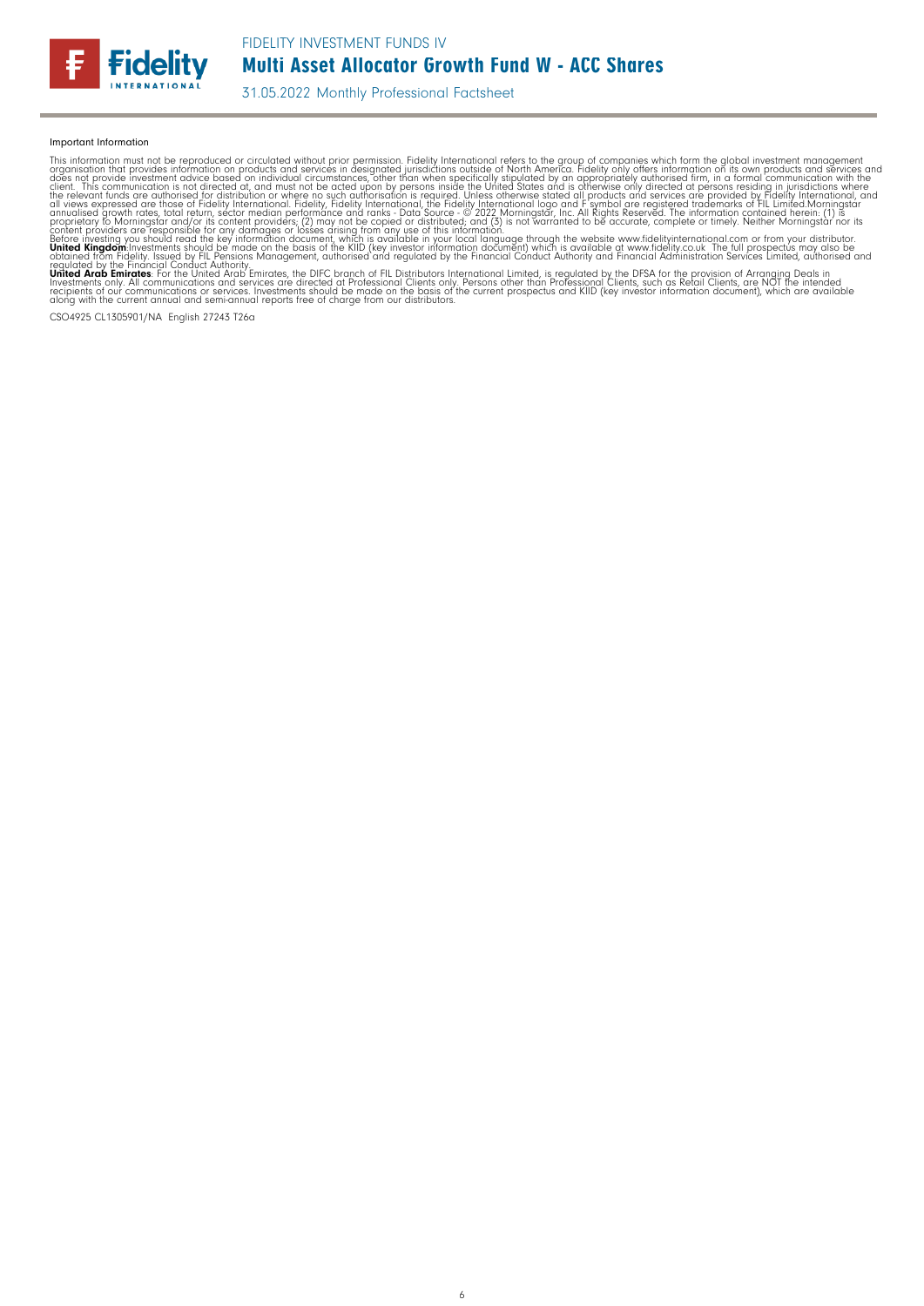Important Information

This information must not be reproduced or circulated without prior permission. Fidelity International refers to the group of companies which form the global investment management organisation that provides information on products and services in designated jurisdictions outside of North America. Fidelity only offers information on its own products and services and does not provide investment advice based on individual circumstances, other than when specifically stipulated by an appropriately authorised firm, in a formal communication with the client. This communication is not directed at, and must not be acted upon by persons inside the United States and is otherwise only directed at persons residing in jurisdictions where the relevant funds are authorised for distribution or where no such authorisation is required. Unless otherwise stated all products and services are provided by Fidelity International, and all views expressed are those of Fidelity International. Fidelity, Fidelity International, the Fidelity International logo and F symbol are registered trademarks of FIL Limited.Morningstar annualised growth rates, total return, sector median performance and ranks - Data Source - © 2022 Morningstar, Inc. All Rights Reserved. The information contained herein: (1) is proprietary to Morningstar and/or its content providers; (2) may not be copied or distributed; and (3) is not warranted to be accurate, complete or timely. Neither Morningstar nor its content providers are responsible for any damages or losses arising from any use of this information.
Before investing you should read the key information document, which is available in your local language through the website www.fidelityinternational.com or from your distributor.
**United Kingdom**:Investments should be made on the basis of the KIID (key investor information document) which is available at www.fidelity.co.uk The full prospectus may also be obtained from Fidelity. Issued by FIL Pensions Management, authorised and regulated by the Financial Conduct Authority and Financial Administration Services Limited, authorised and regulated by the Financial Conduct Authority.
**United Arab Emirates**: For the United Arab Emirates, the DIFC branch of FIL Distributors International Limited, is regulated by the DFSA for the provision of Arranging Deals in Investments only. All communications and services are directed at Professional Clients only. Persons other than Professional Clients, such as Retail Clients, are NOT the intended recipients of our communications or services. Investments should be made on the basis of the current prospectus and KIID (key investor information document), which are available along with the current annual and semi-annual reports free of charge from our distributors.

CSO4925 CL1305901/NA English 27243 T26a